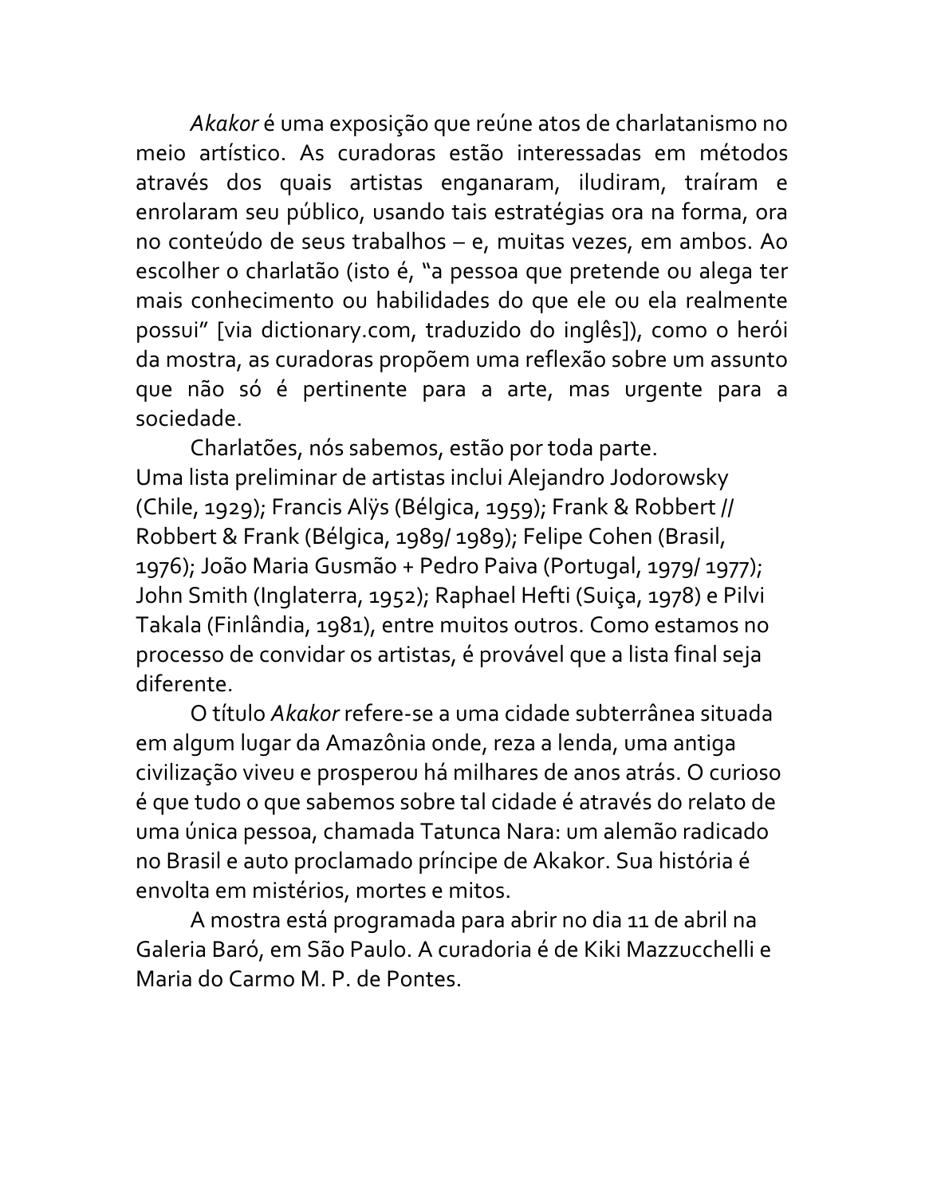*Akakor* é uma exposição que reúne atos de charlatanismo no meio artístico. As curadoras estão interessadas em métodos através dos quais artistas enganaram, iludiram, traíram e enrolaram seu público, usando tais estratégias ora na forma, ora no conteúdo de seus trabalhos – e, muitas vezes, em ambos. Ao escolher o charlatão (isto é, "a pessoa que pretende ou alega ter mais conhecimento ou habilidades do que ele ou ela realmente possui" [via dictionary.com, traduzido do inglês]), como o herói da mostra, as curadoras propõem uma reflexão sobre um assunto que não só é pertinente para a arte, mas urgente para a sociedade.

Charlatões, nós sabemos, estão por toda parte.

Uma lista preliminar de artistas inclui Alejandro Jodorowsky (Chile, 1929); Francis Alÿs (Bélgica, 1959); Frank & Robbert // Robbert & Frank (Bélgica, 1989/ 1989); Felipe Cohen (Brasil, 1976); João Maria Gusmão + Pedro Paiva (Portugal, 1979/ 1977); John Smith (Inglaterra, 1952); Raphael Hefti (Suiça, 1978) e Pilvi Takala (Finlândia, 1981), entre muitos outros. Como estamos no processo de convidar os artistas, é provável que a lista final seja diferente.

O título *Akakor* refere-se a uma cidade subterrânea situada em algum lugar da Amazônia onde, reza a lenda, uma antiga civilização viveu e prosperou há milhares de anos atrás. O curioso é que tudo o que sabemos sobre tal cidade é através do relato de uma única pessoa, chamada Tatunca Nara: um alemão radicado no Brasil e auto proclamado príncipe de Akakor. Sua história é envolta em mistérios, mortes e mitos.

A mostra está programada para abrir no dia 11 de abril na Galeria Baró, em São Paulo. A curadoria é de Kiki Mazzucchelli e Maria do Carmo M. P. de Pontes.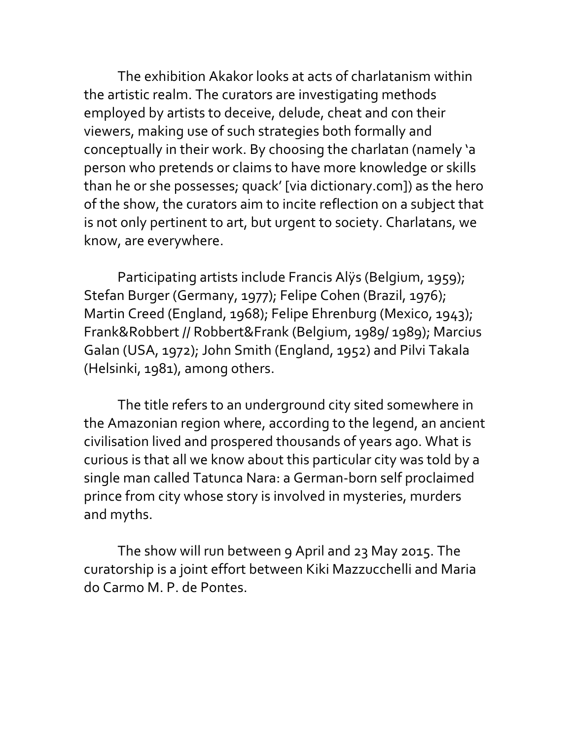The exhibition Akakor looks at acts of charlatanism within the artistic realm. The curators are investigating methods employed by artists to deceive, delude, cheat and con their viewers, making use of such strategies both formally and conceptually in their work. By choosing the charlatan (namely 'a person who pretends or claims to have more knowledge or skills than he or she possesses; quack' [via dictionary.com]) as the hero of the show, the curators aim to incite reflection on a subject that is not only pertinent to art, but urgent to society. Charlatans, we know, are everywhere.

Participating artists include Francis Alÿs (Belgium, 1959); Stefan Burger (Germany, 1977); Felipe Cohen (Brazil, 1976); Martin Creed (England, 1968); Felipe Ehrenburg (Mexico, 1943); Frank&Robbert // Robbert&Frank (Belgium, 1989/ 1989); Marcius Galan (USA, 1972); John Smith (England, 1952) and Pilvi Takala (Helsinki, 1981), among others.

The title refers to an underground city sited somewhere in the Amazonian region where, according to the legend, an ancient civilisation lived and prospered thousands of years ago. What is curious is that all we know about this particular city was told by a single man called Tatunca Nara: a German-born self proclaimed prince from city whose story is involved in mysteries, murders and myths.

The show will run between 9 April and 23 May 2015. The curatorship is a joint effort between Kiki Mazzucchelli and Maria do Carmo M. P. de Pontes.